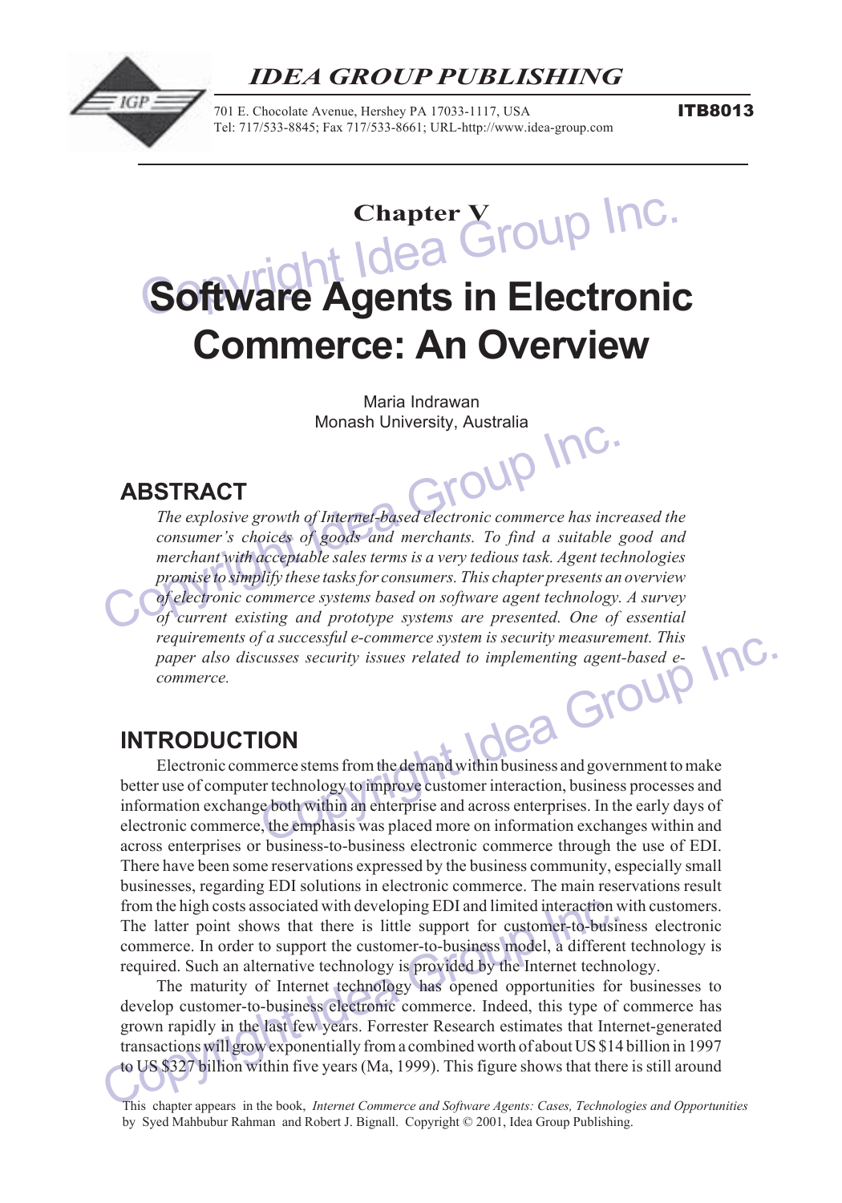# Chapter V

# Software Agents in Electronic Commerce: An Overview

Maria Indrawan
Monash University, Australia

## ABSTRACT

*The explosive growth of Internet-based electronic commerce has increased the consumer's choices of goods and merchants. To find a suitable good and merchant with acceptable sales terms is a very tedious task. Agent technologies promise to simplify these tasks for consumers. This chapter presents an overview of electronic commerce systems based on software agent technology. A survey of current existing and prototype systems are presented. One of essential requirements of a successful e-commerce system is security measurement. This paper also discusses security issues related to implementing agent-based e-commerce.*

## INTRODUCTION

Electronic commerce stems from the demand within business and government to make better use of computer technology to improve customer interaction, business processes and information exchange both within an enterprise and across enterprises. In the early days of electronic commerce, the emphasis was placed more on information exchanges within and across enterprises or business-to-business electronic commerce through the use of EDI. There have been some reservations expressed by the business community, especially small businesses, regarding EDI solutions in electronic commerce. The main reservations result from the high costs associated with developing EDI and limited interaction with customers. The latter point shows that there is little support for customer-to-business electronic commerce. In order to support the customer-to-business model, a different technology is required. Such an alternative technology is provided by the Internet technology.

The maturity of Internet technology has opened opportunities for businesses to develop customer-to-business electronic commerce. Indeed, this type of commerce has grown rapidly in the last few years. Forrester Research estimates that Internet-generated transactions will grow exponentially from a combined worth of about US $14 billion in 1997 to US $327 billion within five years (Ma, 1999). This figure shows that there is still around

This chapter appears in the book, *Internet Commerce and Software Agents: Cases, Technologies and Opportunities* by Syed Mahbubur Rahman and Robert J. Bignall. Copyright © 2001, Idea Group Publishing.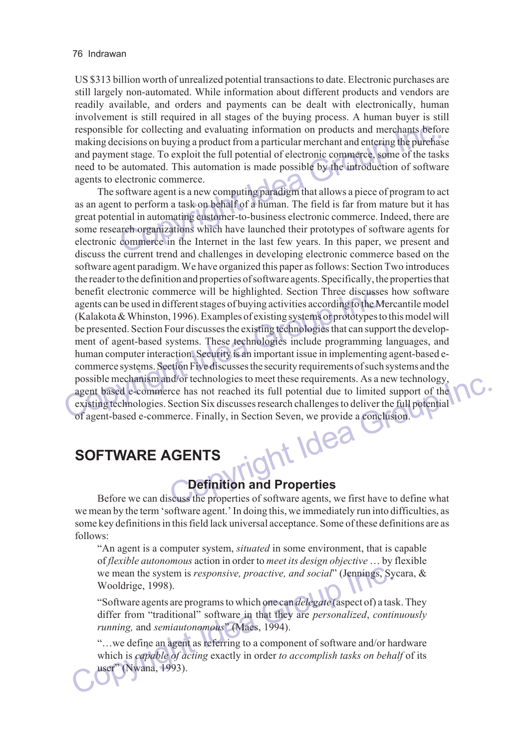US $313 billion worth of unrealized potential transactions to date. Electronic purchases are still largely non-automated. While information about different products and vendors are readily available, and orders and payments can be dealt with electronically, human involvement is still required in all stages of the buying process. A human buyer is still responsible for collecting and evaluating information on products and merchants before making decisions on buying a product from a particular merchant and entering the purchase and payment stage. To exploit the full potential of electronic commerce, some of the tasks need to be automated. This automation is made possible by the introduction of software agents to electronic commerce.

The software agent is a new computing paradigm that allows a piece of program to act as an agent to perform a task on behalf of a human. The field is far from mature but it has great potential in automating customer-to-business electronic commerce. Indeed, there are some research organizations which have launched their prototypes of software agents for electronic commerce in the Internet in the last few years. In this paper, we present and discuss the current trend and challenges in developing electronic commerce based on the software agent paradigm. We have organized this paper as follows: Section Two introduces the reader to the definition and properties of software agents. Specifically, the properties that benefit electronic commerce will be highlighted. Section Three discusses how software agents can be used in different stages of buying activities according to the Mercantile model (Kalakota & Whinston, 1996). Examples of existing systems or prototypes to this model will be presented. Section Four discusses the existing technologies that can support the development of agent-based systems. These technologies include programming languages, and human computer interaction. Security is an important issue in implementing agent-based e-commerce systems. Section Five discusses the security requirements of such systems and the possible mechanism and/or technologies to meet these requirements. As a new technology, agent based e-commerce has not reached its full potential due to limited support of the existing technologies. Section Six discusses research challenges to deliver the full potential of agent-based e-commerce. Finally, in Section Seven, we provide a conclusion.

## SOFTWARE AGENTS

### Definition and Properties

Before we can discuss the properties of software agents, we first have to define what we mean by the term 'software agent.' In doing this, we immediately run into difficulties, as some key definitions in this field lack universal acceptance. Some of these definitions are as follows:

> "An agent is a computer system, *situated* in some environment, that is capable of *flexible autonomous* action in order to *meet its design objective* … by flexible we mean the system is *responsive, proactive, and social*" (Jennings, Sycara, & Wooldrige, 1998).

> "Software agents are programs to which one can *delegate* (aspect of) a task. They differ from "traditional" software in that they are *personalized*, *continuously running,* and *semiautonomous*" (Maes, 1994).

> "…we define an agent as referring to a component of software and/or hardware which is *capable of acting* exactly in order *to accomplish tasks on behalf* of its user" (Nwana, 1993).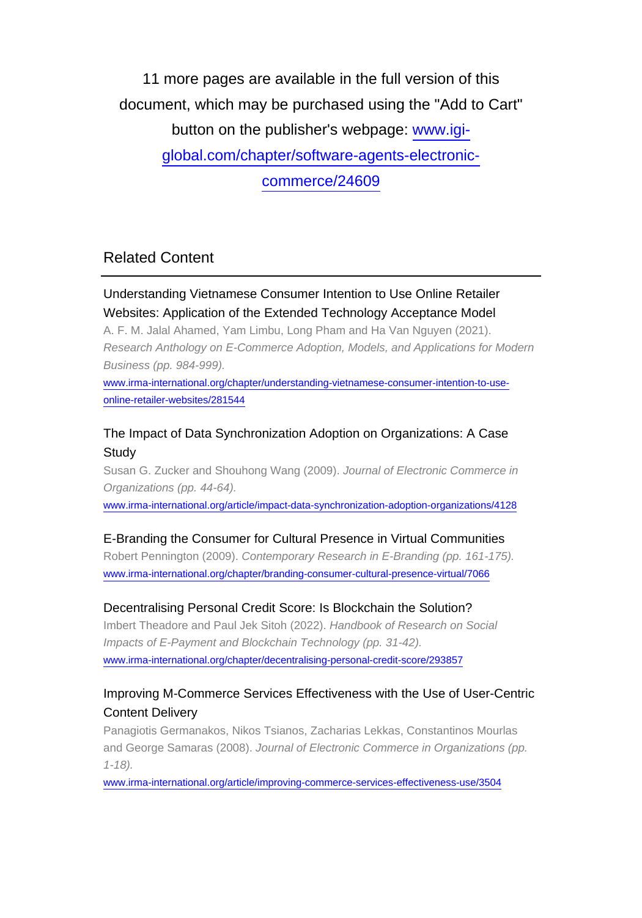11 more pages are available in the full version of this document, which may be purchased using the "Add to Cart" button on the publisher's webpage: [www.igi-global.com/chapter/software-agents-electronic-commerce/24609](www.igi-global.com/chapter/software-agents-electronic-commerce/24609)

## Related Content

Understanding Vietnamese Consumer Intention to Use Online Retailer Websites: Application of the Extended Technology Acceptance Model
A. F. M. Jalal Ahamed, Yam Limbu, Long Pham and Ha Van Nguyen (2021). *Research Anthology on E-Commerce Adoption, Models, and Applications for Modern Business (pp. 984-999).*
[www.irma-international.org/chapter/understanding-vietnamese-consumer-intention-to-use-online-retailer-websites/281544](www.irma-international.org/chapter/understanding-vietnamese-consumer-intention-to-use-online-retailer-websites/281544)

The Impact of Data Synchronization Adoption on Organizations: A Case Study
Susan G. Zucker and Shouhong Wang (2009). *Journal of Electronic Commerce in Organizations (pp. 44-64).*
[www.irma-international.org/article/impact-data-synchronization-adoption-organizations/4128](www.irma-international.org/article/impact-data-synchronization-adoption-organizations/4128)

E-Branding the Consumer for Cultural Presence in Virtual Communities
Robert Pennington (2009). *Contemporary Research in E-Branding (pp. 161-175).*
[www.irma-international.org/chapter/branding-consumer-cultural-presence-virtual/7066](www.irma-international.org/chapter/branding-consumer-cultural-presence-virtual/7066)

Decentralising Personal Credit Score: Is Blockchain the Solution?
Imbert Theadore and Paul Jek Sitoh (2022). *Handbook of Research on Social Impacts of E-Payment and Blockchain Technology (pp. 31-42).*
[www.irma-international.org/chapter/decentralising-personal-credit-score/293857](www.irma-international.org/chapter/decentralising-personal-credit-score/293857)

Improving M-Commerce Services Effectiveness with the Use of User-Centric Content Delivery
Panagiotis Germanakos, Nikos Tsianos, Zacharias Lekkas, Constantinos Mourlas and George Samaras (2008). *Journal of Electronic Commerce in Organizations (pp. 1-18).*
[www.irma-international.org/article/improving-commerce-services-effectiveness-use/3504](www.irma-international.org/article/improving-commerce-services-effectiveness-use/3504)